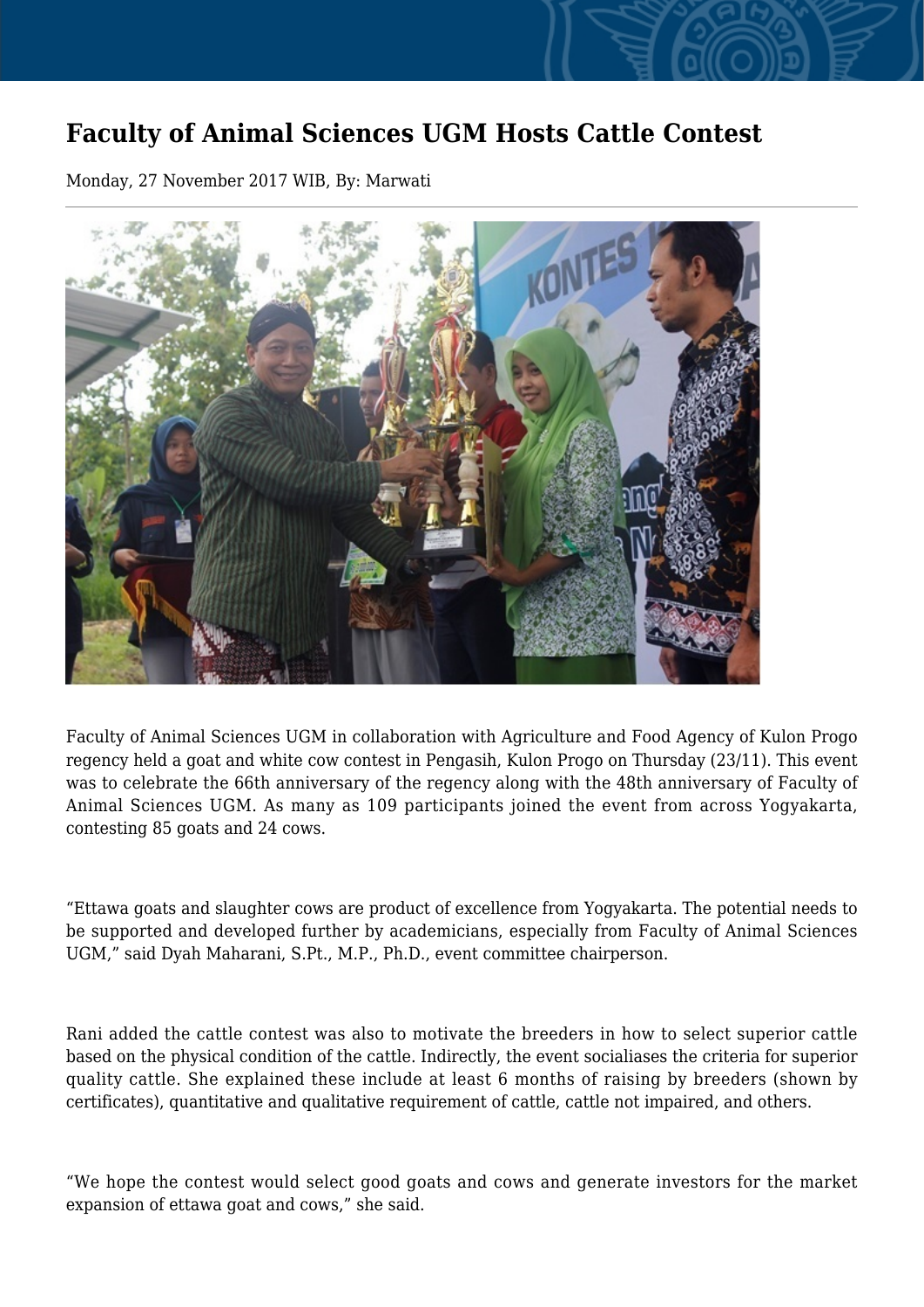# Faculty of Animal Sciences UGM Hosts Cattle Contest

Monday, 27 November 2017 WIB, By: Marwati

---

Faculty of Animal Sciences UGM in collaboration with Agriculture and Food Agency of Kulon Progo regency held a goat and white cow contest in Pengasih, Kulon Progo on Thursday (23/11). This event was to celebrate the 66th anniversary of the regency along with the 48th anniversary of Faculty of Animal Sciences UGM. As many as 109 participants joined the event from across Yogyakarta, contesting 85 goats and 24 cows.

"Ettawa goats and slaughter cows are product of excellence from Yogyakarta. The potential needs to be supported and developed further by academicians, especially from Faculty of Animal Sciences UGM," said Dyah Maharani, S.Pt., M.P., Ph.D., event committee chairperson.

Rani added the cattle contest was also to motivate the breeders in how to select superior cattle based on the physical condition of the cattle. Indirectly, the event socialiases the criteria for superior quality cattle. She explained these include at least 6 months of raising by breeders (shown by certificates), quantitative and qualitative requirement of cattle, cattle not impaired, and others.

"We hope the contest would select good goats and cows and generate investors for the market expansion of ettawa goat and cows," she said.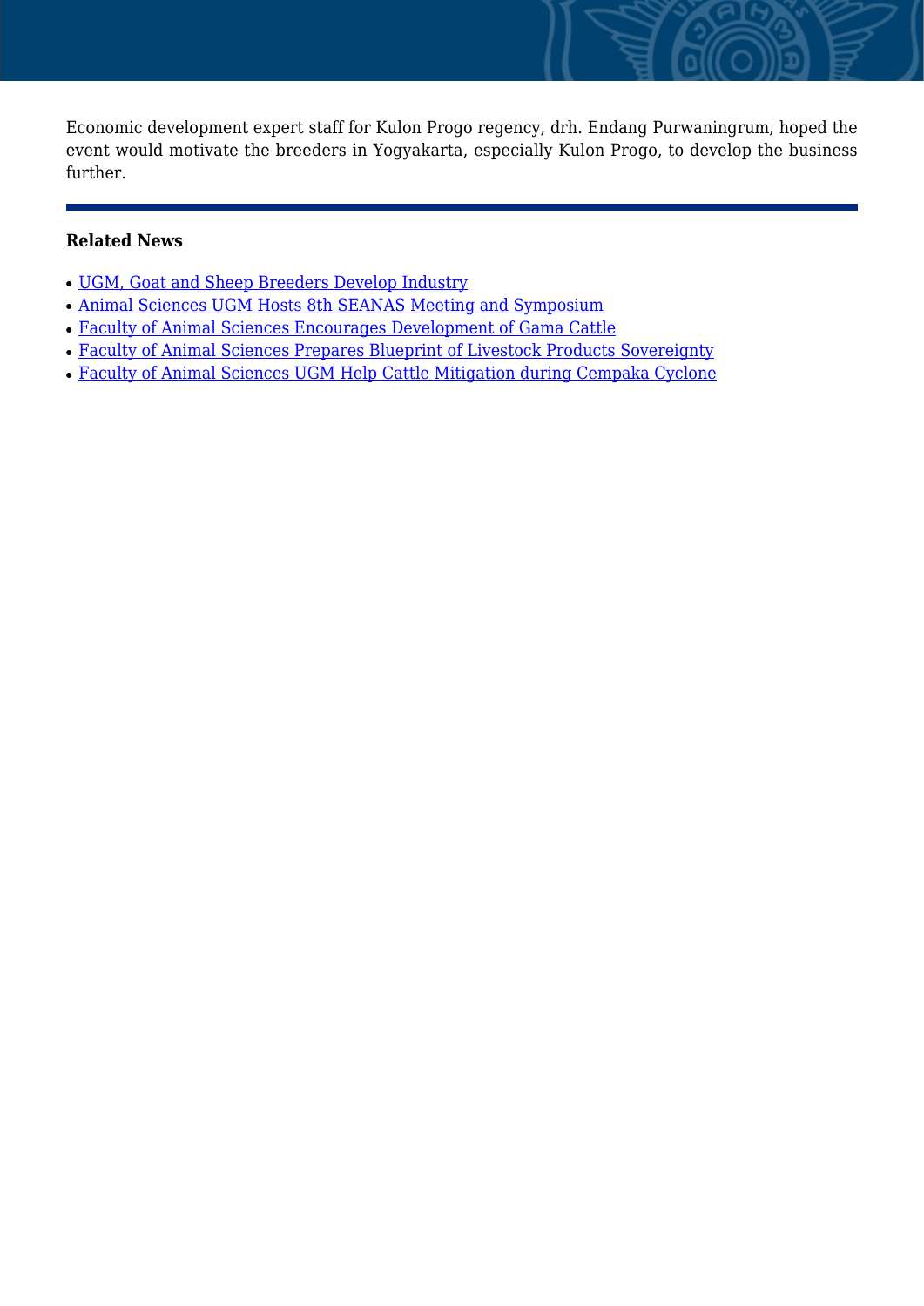Economic development expert staff for Kulon Progo regency, drh. Endang Purwaningrum, hoped the event would motivate the breeders in Yogyakarta, especially Kulon Progo, to develop the business further.

---

**Related News**

- UGM, Goat and Sheep Breeders Develop Industry
- Animal Sciences UGM Hosts 8th SEANAS Meeting and Symposium
- Faculty of Animal Sciences Encourages Development of Gama Cattle
- Faculty of Animal Sciences Prepares Blueprint of Livestock Products Sovereignty
- Faculty of Animal Sciences UGM Help Cattle Mitigation during Cempaka Cyclone